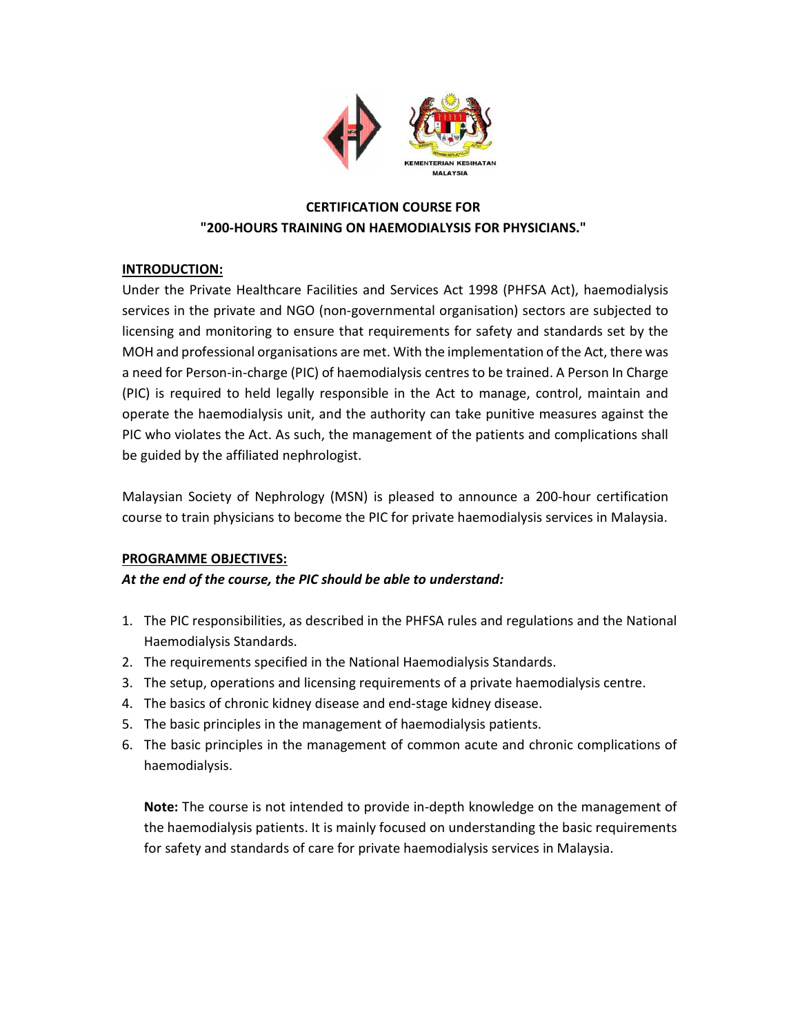KEMENTERIAN KESIHATAN MALAYSIA

# CERTIFICATION COURSE FOR "200-HOURS TRAINING ON HAEMODIALYSIS FOR PHYSICIANS."

## INTRODUCTION:

Under the Private Healthcare Facilities and Services Act 1998 (PHFSA Act), haemodialysis services in the private and NGO (non-governmental organisation) sectors are subjected to licensing and monitoring to ensure that requirements for safety and standards set by the MOH and professional organisations are met. With the implementation of the Act, there was a need for Person-in-charge (PIC) of haemodialysis centres to be trained. A Person In Charge (PIC) is required to held legally responsible in the Act to manage, control, maintain and operate the haemodialysis unit, and the authority can take punitive measures against the PIC who violates the Act. As such, the management of the patients and complications shall be guided by the affiliated nephrologist.

Malaysian Society of Nephrology (MSN) is pleased to announce a 200-hour certification course to train physicians to become the PIC for private haemodialysis services in Malaysia.

## PROGRAMME OBJECTIVES:

***At the end of the course, the PIC should be able to understand:***

1. The PIC responsibilities, as described in the PHFSA rules and regulations and the National Haemodialysis Standards.
2. The requirements specified in the National Haemodialysis Standards.
3. The setup, operations and licensing requirements of a private haemodialysis centre.
4. The basics of chronic kidney disease and end-stage kidney disease.
5. The basic principles in the management of haemodialysis patients.
6. The basic principles in the management of common acute and chronic complications of haemodialysis.

**Note:** The course is not intended to provide in-depth knowledge on the management of the haemodialysis patients. It is mainly focused on understanding the basic requirements for safety and standards of care for private haemodialysis services in Malaysia.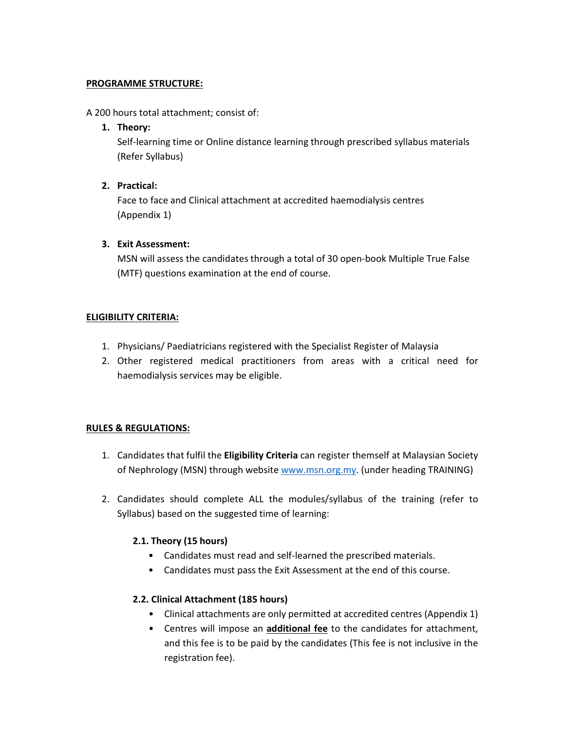**PROGRAMME STRUCTURE:**

A 200 hours total attachment; consist of:

1. **Theory:**
   Self-learning time or Online distance learning through prescribed syllabus materials (Refer Syllabus)

2. **Practical:**
   Face to face and Clinical attachment at accredited haemodialysis centres (Appendix 1)

3. **Exit Assessment:**
   MSN will assess the candidates through a total of 30 open-book Multiple True False (MTF) questions examination at the end of course.

**ELIGIBILITY CRITERIA:**

1. Physicians/ Paediatricians registered with the Specialist Register of Malaysia
2. Other registered medical practitioners from areas with a critical need for haemodialysis services may be eligible.

**RULES & REGULATIONS:**

1. Candidates that fulfil the **Eligibility Criteria** can register themself at Malaysian Society of Nephrology (MSN) through website www.msn.org.my. (under heading TRAINING)

2. Candidates should complete ALL the modules/syllabus of the training (refer to Syllabus) based on the suggested time of learning:

   **2.1. Theory (15 hours)**
   - Candidates must read and self-learned the prescribed materials.
   - Candidates must pass the Exit Assessment at the end of this course.

   **2.2. Clinical Attachment (185 hours)**
   - Clinical attachments are only permitted at accredited centres (Appendix 1)
   - Centres will impose an **additional fee** to the candidates for attachment, and this fee is to be paid by the candidates (This fee is not inclusive in the registration fee).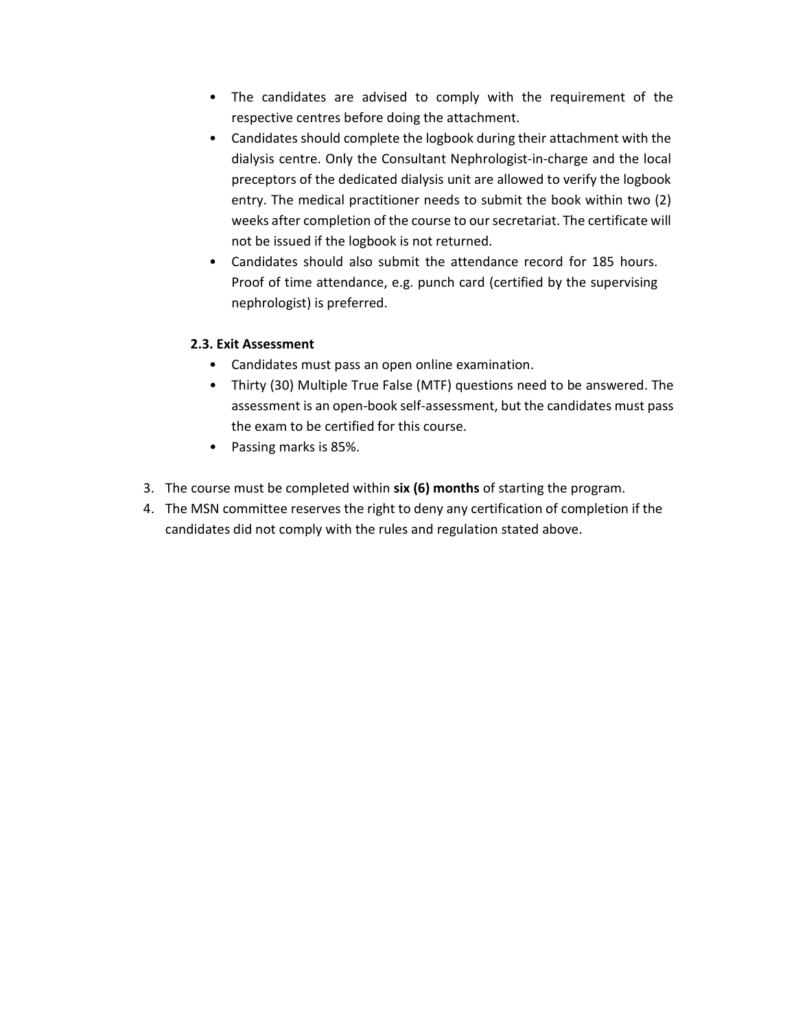- The candidates are advised to comply with the requirement of the respective centres before doing the attachment.
- Candidates should complete the logbook during their attachment with the dialysis centre. Only the Consultant Nephrologist-in-charge and the local preceptors of the dedicated dialysis unit are allowed to verify the logbook entry. The medical practitioner needs to submit the book within two (2) weeks after completion of the course to our secretariat. The certificate will not be issued if the logbook is not returned.
- Candidates should also submit the attendance record for 185 hours. Proof of time attendance, e.g. punch card (certified by the supervising nephrologist) is preferred.

**2.3. Exit Assessment**

- Candidates must pass an open online examination.
- Thirty (30) Multiple True False (MTF) questions need to be answered. The assessment is an open-book self-assessment, but the candidates must pass the exam to be certified for this course.
- Passing marks is 85%.

3. The course must be completed within **six (6) months** of starting the program.
4. The MSN committee reserves the right to deny any certification of completion if the candidates did not comply with the rules and regulation stated above.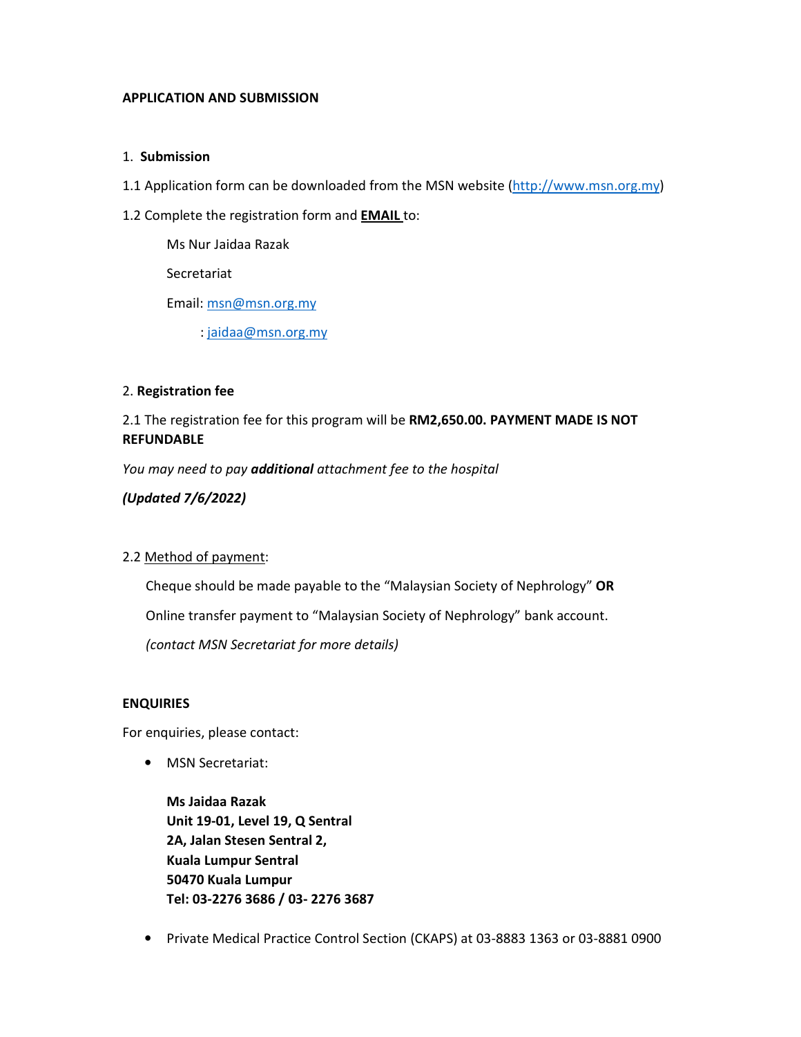**APPLICATION AND SUBMISSION**

1. **Submission**

1.1 Application form can be downloaded from the MSN website (http://www.msn.org.my)

1.2 Complete the registration form and **EMAIL** to:

Ms Nur Jaidaa Razak

Secretariat

Email: msn@msn.org.my

: jaidaa@msn.org.my

2. **Registration fee**

2.1 The registration fee for this program will be **RM2,650.00. PAYMENT MADE IS NOT REFUNDABLE**

*You may need to pay **additional** attachment fee to the hospital*

***(Updated 7/6/2022)***

2.2 Method of payment:

Cheque should be made payable to the "Malaysian Society of Nephrology" **OR**

Online transfer payment to "Malaysian Society of Nephrology" bank account.

*(contact MSN Secretariat for more details)*

**ENQUIRIES**

For enquiries, please contact:

- MSN Secretariat:

  **Ms Jaidaa Razak**
  **Unit 19-01, Level 19, Q Sentral**
  **2A, Jalan Stesen Sentral 2,**
  **Kuala Lumpur Sentral**
  **50470 Kuala Lumpur**
  **Tel: 03-2276 3686 / 03- 2276 3687**

- Private Medical Practice Control Section (CKAPS) at 03-8883 1363 or 03-8881 0900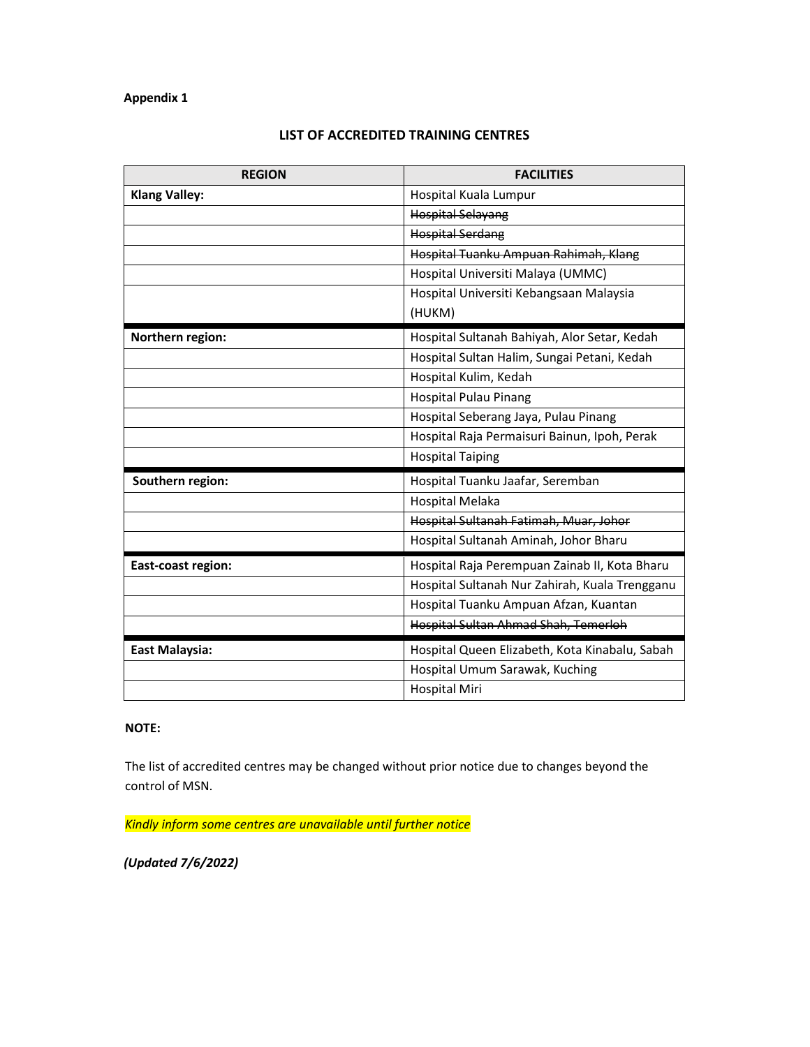**Appendix 1**

## LIST OF ACCREDITED TRAINING CENTRES

| REGION | FACILITIES |
|---|---|
| **Klang Valley:** | Hospital Kuala Lumpur |
| | ~~Hospital Selayang~~ |
| | ~~Hospital Serdang~~ |
| | ~~Hospital Tuanku Ampuan Rahimah, Klang~~ |
| | Hospital Universiti Malaya (UMMC) |
| | Hospital Universiti Kebangsaan Malaysia (HUKM) |
| **Northern region:** | Hospital Sultanah Bahiyah, Alor Setar, Kedah |
| | Hospital Sultan Halim, Sungai Petani, Kedah |
| | Hospital Kulim, Kedah |
| | Hospital Pulau Pinang |
| | Hospital Seberang Jaya, Pulau Pinang |
| | Hospital Raja Permaisuri Bainun, Ipoh, Perak |
| | Hospital Taiping |
| **Southern region:** | Hospital Tuanku Jaafar, Seremban |
| | Hospital Melaka |
| | ~~Hospital Sultanah Fatimah, Muar, Johor~~ |
| | Hospital Sultanah Aminah, Johor Bharu |
| **East-coast region:** | Hospital Raja Perempuan Zainab II, Kota Bharu |
| | Hospital Sultanah Nur Zahirah, Kuala Trengganu |
| | Hospital Tuanku Ampuan Afzan, Kuantan |
| | ~~Hospital Sultan Ahmad Shah, Temerloh~~ |
| **East Malaysia:** | Hospital Queen Elizabeth, Kota Kinabalu, Sabah |
| | Hospital Umum Sarawak, Kuching |
| | Hospital Miri |

**NOTE:**

The list of accredited centres may be changed without prior notice due to changes beyond the control of MSN.

*Kindly inform some centres are unavailable until further notice*

***(Updated 7/6/2022)***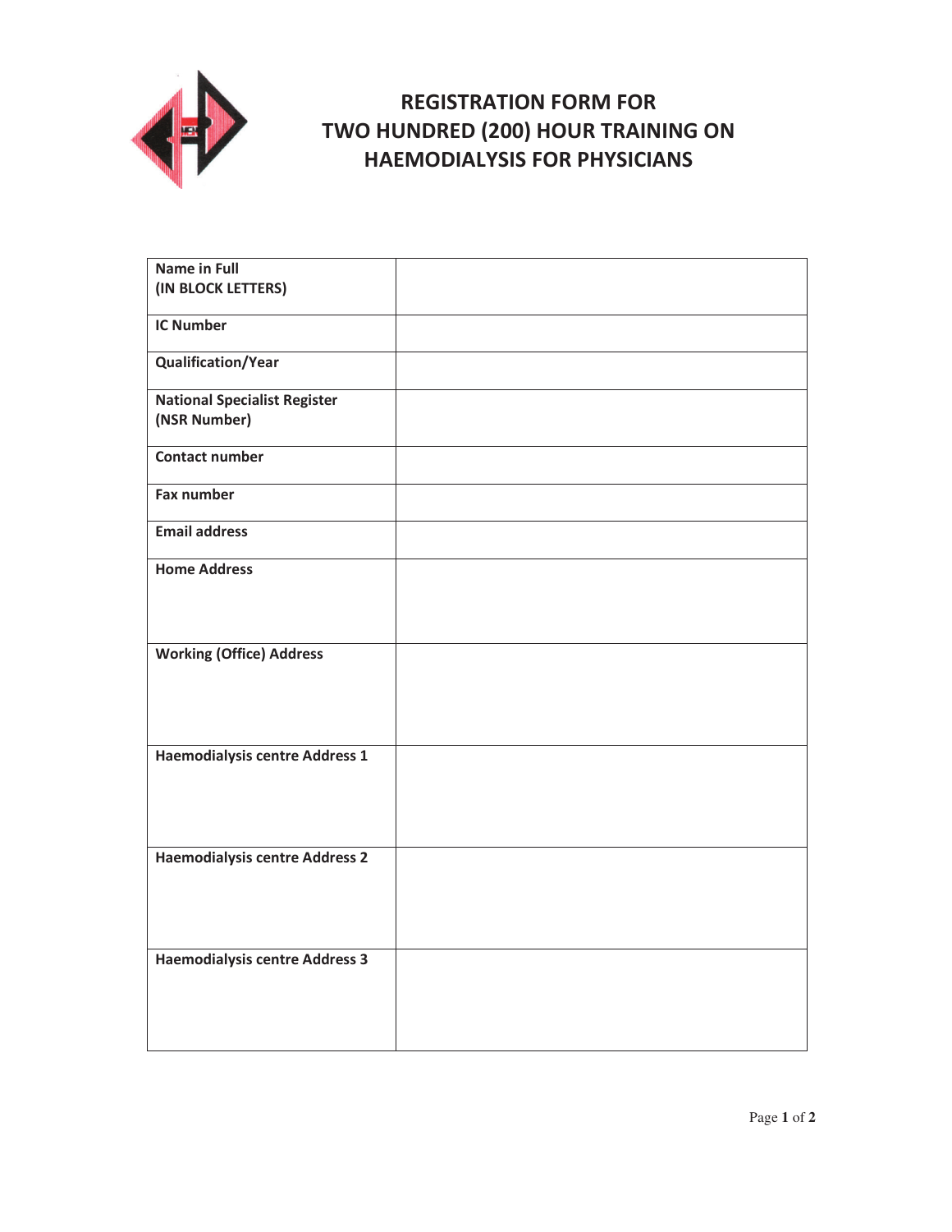# REGISTRATION FORM FOR TWO HUNDRED (200) HOUR TRAINING ON HAEMODIALYSIS FOR PHYSICIANS

| | |
|---|---|
| **Name in Full (IN BLOCK LETTERS)** | |
| **IC Number** | |
| **Qualification/Year** | |
| **National Specialist Register (NSR Number)** | |
| **Contact number** | |
| **Fax number** | |
| **Email address** | |
| **Home Address** | |
| **Working (Office) Address** | |
| **Haemodialysis centre Address 1** | |
| **Haemodialysis centre Address 2** | |
| **Haemodialysis centre Address 3** | |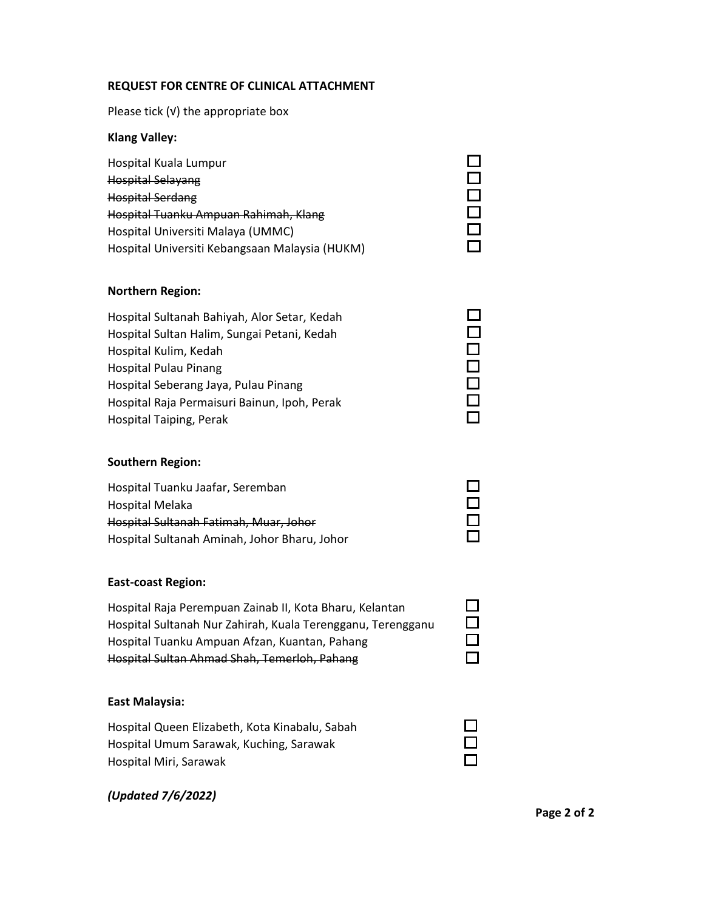**REQUEST FOR CENTRE OF CLINICAL ATTACHMENT**

Please tick (√) the appropriate box

**Klang Valley:**

- Hospital Kuala Lumpur ☐
- ~~Hospital Selayang~~ ☐
- ~~Hospital Serdang~~ ☐
- ~~Hospital Tuanku Ampuan Rahimah, Klang~~ ☐
- Hospital Universiti Malaya (UMMC) ☐
- Hospital Universiti Kebangsaan Malaysia (HUKM) ☐

**Northern Region:**

- Hospital Sultanah Bahiyah, Alor Setar, Kedah ☐
- Hospital Sultan Halim, Sungai Petani, Kedah ☐
- Hospital Kulim, Kedah ☐
- Hospital Pulau Pinang ☐
- Hospital Seberang Jaya, Pulau Pinang ☐
- Hospital Raja Permaisuri Bainun, Ipoh, Perak ☐
- Hospital Taiping, Perak ☐

**Southern Region:**

- Hospital Tuanku Jaafar, Seremban ☐
- Hospital Melaka ☐
- ~~Hospital Sultanah Fatimah, Muar, Johor~~ ☐
- Hospital Sultanah Aminah, Johor Bharu, Johor ☐

**East-coast Region:**

- Hospital Raja Perempuan Zainab II, Kota Bharu, Kelantan ☐
- Hospital Sultanah Nur Zahirah, Kuala Terengganu, Terengganu ☐
- Hospital Tuanku Ampuan Afzan, Kuantan, Pahang ☐
- ~~Hospital Sultan Ahmad Shah, Temerloh, Pahang~~ ☐

**East Malaysia:**

- Hospital Queen Elizabeth, Kota Kinabalu, Sabah ☐
- Hospital Umum Sarawak, Kuching, Sarawak ☐
- Hospital Miri, Sarawak ☐

***(Updated 7/6/2022)***